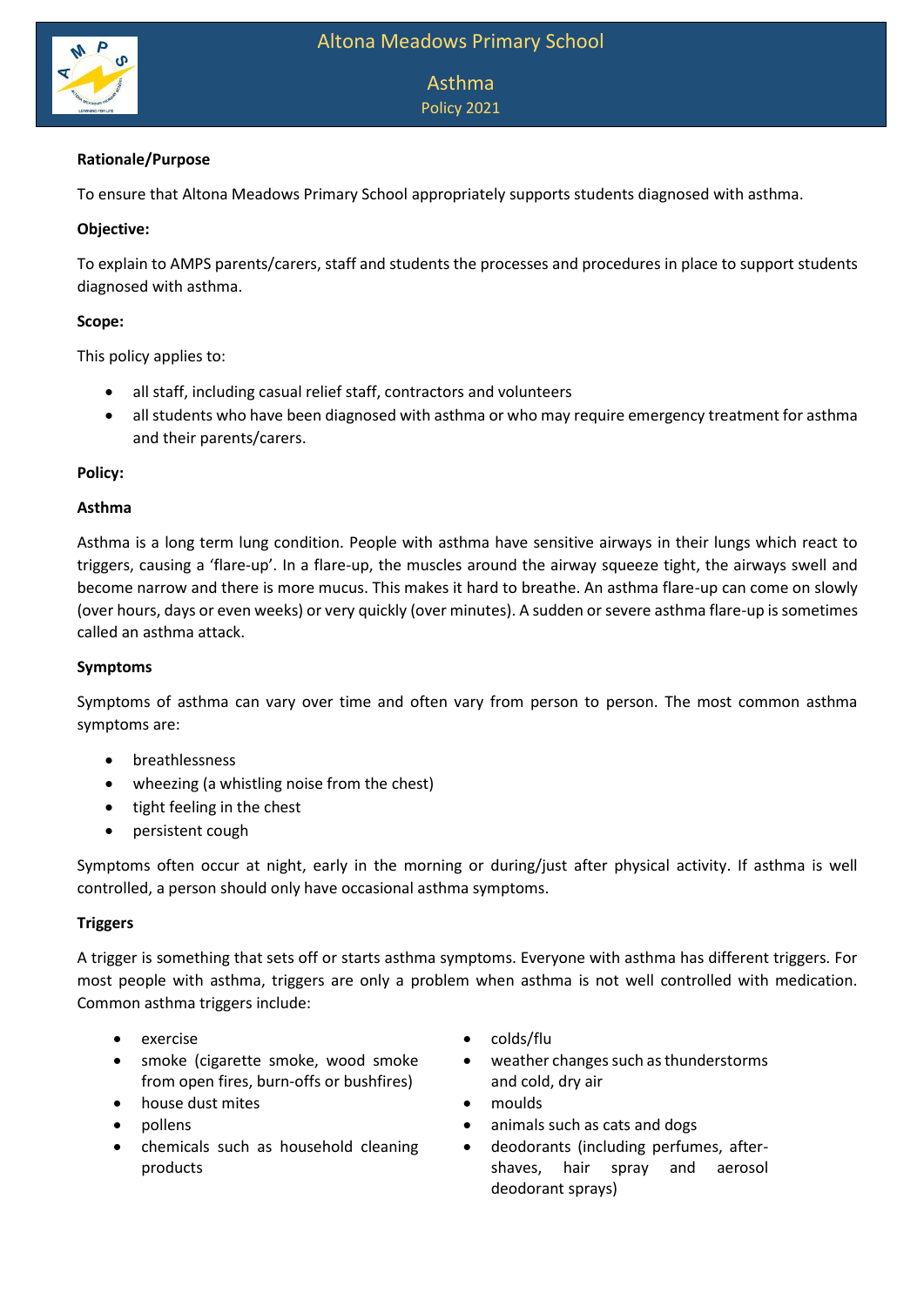# Altona Meadows Primary School

## Asthma

Policy 2021

**Rationale/Purpose**

To ensure that Altona Meadows Primary School appropriately supports students diagnosed with asthma.

**Objective:**

To explain to AMPS parents/carers, staff and students the processes and procedures in place to support students diagnosed with asthma.

**Scope:**

This policy applies to:

- all staff, including casual relief staff, contractors and volunteers
- all students who have been diagnosed with asthma or who may require emergency treatment for asthma and their parents/carers.

**Policy:**

**Asthma**

Asthma is a long term lung condition. People with asthma have sensitive airways in their lungs which react to triggers, causing a 'flare-up'. In a flare-up, the muscles around the airway squeeze tight, the airways swell and become narrow and there is more mucus. This makes it hard to breathe. An asthma flare-up can come on slowly (over hours, days or even weeks) or very quickly (over minutes). A sudden or severe asthma flare-up is sometimes called an asthma attack.

**Symptoms**

Symptoms of asthma can vary over time and often vary from person to person. The most common asthma symptoms are:

- breathlessness
- wheezing (a whistling noise from the chest)
- tight feeling in the chest
- persistent cough

Symptoms often occur at night, early in the morning or during/just after physical activity. If asthma is well controlled, a person should only have occasional asthma symptoms.

**Triggers**

A trigger is something that sets off or starts asthma symptoms. Everyone with asthma has different triggers. For most people with asthma, triggers are only a problem when asthma is not well controlled with medication. Common asthma triggers include:

- exercise
- smoke (cigarette smoke, wood smoke from open fires, burn-offs or bushfires)
- house dust mites
- pollens
- chemicals such as household cleaning products
- colds/flu
- weather changes such as thunderstorms and cold, dry air
- moulds
- animals such as cats and dogs
- deodorants (including perfumes, after-shaves, hair spray and aerosol deodorant sprays)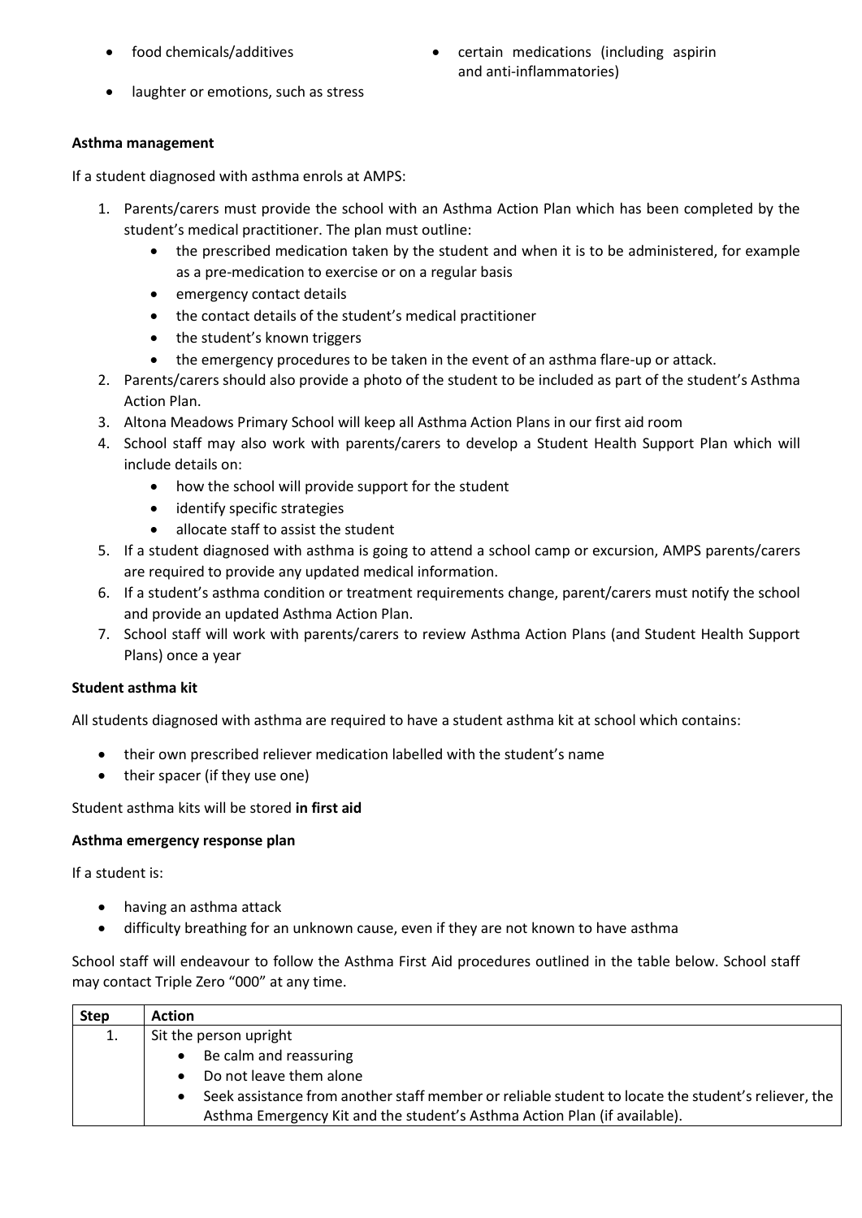- food chemicals/additives
- certain medications (including aspirin and anti-inflammatories)
- laughter or emotions, such as stress

**Asthma management**

If a student diagnosed with asthma enrols at AMPS:

1. Parents/carers must provide the school with an Asthma Action Plan which has been completed by the student's medical practitioner. The plan must outline:
   - the prescribed medication taken by the student and when it is to be administered, for example as a pre-medication to exercise or on a regular basis
   - emergency contact details
   - the contact details of the student's medical practitioner
   - the student's known triggers
   - the emergency procedures to be taken in the event of an asthma flare-up or attack.
2. Parents/carers should also provide a photo of the student to be included as part of the student's Asthma Action Plan.
3. Altona Meadows Primary School will keep all Asthma Action Plans in our first aid room
4. School staff may also work with parents/carers to develop a Student Health Support Plan which will include details on:
   - how the school will provide support for the student
   - identify specific strategies
   - allocate staff to assist the student
5. If a student diagnosed with asthma is going to attend a school camp or excursion, AMPS parents/carers are required to provide any updated medical information.
6. If a student's asthma condition or treatment requirements change, parent/carers must notify the school and provide an updated Asthma Action Plan.
7. School staff will work with parents/carers to review Asthma Action Plans (and Student Health Support Plans) once a year

**Student asthma kit**

All students diagnosed with asthma are required to have a student asthma kit at school which contains:

- their own prescribed reliever medication labelled with the student's name
- their spacer (if they use one)

Student asthma kits will be stored **in first aid**

**Asthma emergency response plan**

If a student is:

- having an asthma attack
- difficulty breathing for an unknown cause, even if they are not known to have asthma

School staff will endeavour to follow the Asthma First Aid procedures outlined in the table below. School staff may contact Triple Zero "000" at any time.

| Step | Action |
|---|---|
| 1. | Sit the person upright<br>• Be calm and reassuring<br>• Do not leave them alone<br>• Seek assistance from another staff member or reliable student to locate the student's reliever, the Asthma Emergency Kit and the student's Asthma Action Plan (if available). |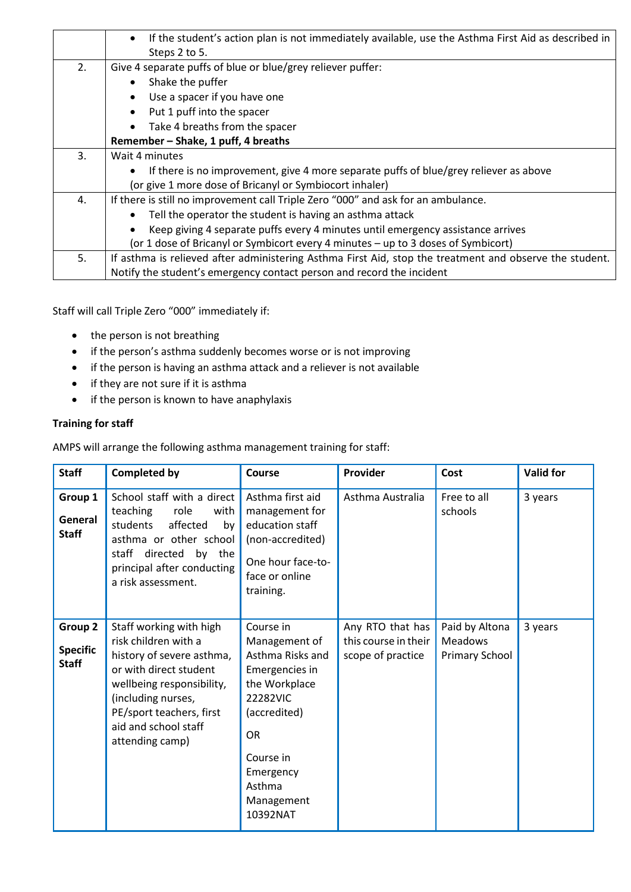| | |
|---|---|
| | • If the student's action plan is not immediately available, use the Asthma First Aid as described in Steps 2 to 5. |
| 2. | Give 4 separate puffs of blue or blue/grey reliever puffer:<br>• Shake the puffer<br>• Use a spacer if you have one<br>• Put 1 puff into the spacer<br>• Take 4 breaths from the spacer<br>**Remember – Shake, 1 puff, 4 breaths** |
| 3. | Wait 4 minutes<br>• If there is no improvement, give 4 more separate puffs of blue/grey reliever as above<br>(or give 1 more dose of Bricanyl or Symbiocort inhaler) |
| 4. | If there is still no improvement call Triple Zero "000" and ask for an ambulance.<br>• Tell the operator the student is having an asthma attack<br>• Keep giving 4 separate puffs every 4 minutes until emergency assistance arrives<br>(or 1 dose of Bricanyl or Symbicort every 4 minutes – up to 3 doses of Symbicort) |
| 5. | If asthma is relieved after administering Asthma First Aid, stop the treatment and observe the student. Notify the student's emergency contact person and record the incident |

Staff will call Triple Zero "000" immediately if:

- the person is not breathing
- if the person's asthma suddenly becomes worse or is not improving
- if the person is having an asthma attack and a reliever is not available
- if they are not sure if it is asthma
- if the person is known to have anaphylaxis

**Training for staff**

AMPS will arrange the following asthma management training for staff:

| Staff | Completed by | Course | Provider | Cost | Valid for |
|---|---|---|---|---|---|
| **Group 1**<br>**General Staff** | School staff with a direct teaching role with students affected by asthma or other school staff directed by the principal after conducting a risk assessment. | Asthma first aid management for education staff (non-accredited)<br>One hour face-to-face or online training. | Asthma Australia | Free to all schools | 3 years |
| **Group 2**<br>**Specific Staff** | Staff working with high risk children with a history of severe asthma, or with direct student wellbeing responsibility, (including nurses, PE/sport teachers, first aid and school staff attending camp) | Course in Management of Asthma Risks and Emergencies in the Workplace 22282VIC (accredited)<br>OR<br>Course in Emergency Asthma Management 10392NAT | Any RTO that has this course in their scope of practice | Paid by Altona Meadows Primary School | 3 years |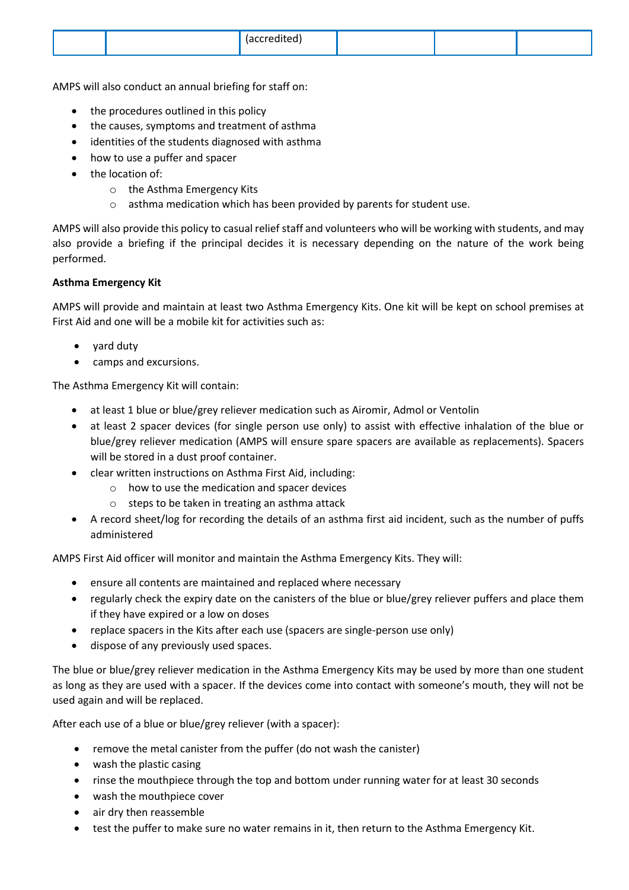|  |  | (accredited) |  |  |  |
|---|---|---|---|---|---|

AMPS will also conduct an annual briefing for staff on:

- the procedures outlined in this policy
- the causes, symptoms and treatment of asthma
- identities of the students diagnosed with asthma
- how to use a puffer and spacer
- the location of:
  - the Asthma Emergency Kits
  - asthma medication which has been provided by parents for student use.

AMPS will also provide this policy to casual relief staff and volunteers who will be working with students, and may also provide a briefing if the principal decides it is necessary depending on the nature of the work being performed.

**Asthma Emergency Kit**

AMPS will provide and maintain at least two Asthma Emergency Kits. One kit will be kept on school premises at First Aid and one will be a mobile kit for activities such as:

- yard duty
- camps and excursions.

The Asthma Emergency Kit will contain:

- at least 1 blue or blue/grey reliever medication such as Airomir, Admol or Ventolin
- at least 2 spacer devices (for single person use only) to assist with effective inhalation of the blue or blue/grey reliever medication (AMPS will ensure spare spacers are available as replacements). Spacers will be stored in a dust proof container.
- clear written instructions on Asthma First Aid, including:
  - how to use the medication and spacer devices
  - steps to be taken in treating an asthma attack
- A record sheet/log for recording the details of an asthma first aid incident, such as the number of puffs administered

AMPS First Aid officer will monitor and maintain the Asthma Emergency Kits. They will:

- ensure all contents are maintained and replaced where necessary
- regularly check the expiry date on the canisters of the blue or blue/grey reliever puffers and place them if they have expired or a low on doses
- replace spacers in the Kits after each use (spacers are single-person use only)
- dispose of any previously used spaces.

The blue or blue/grey reliever medication in the Asthma Emergency Kits may be used by more than one student as long as they are used with a spacer. If the devices come into contact with someone's mouth, they will not be used again and will be replaced.

After each use of a blue or blue/grey reliever (with a spacer):

- remove the metal canister from the puffer (do not wash the canister)
- wash the plastic casing
- rinse the mouthpiece through the top and bottom under running water for at least 30 seconds
- wash the mouthpiece cover
- air dry then reassemble
- test the puffer to make sure no water remains in it, then return to the Asthma Emergency Kit.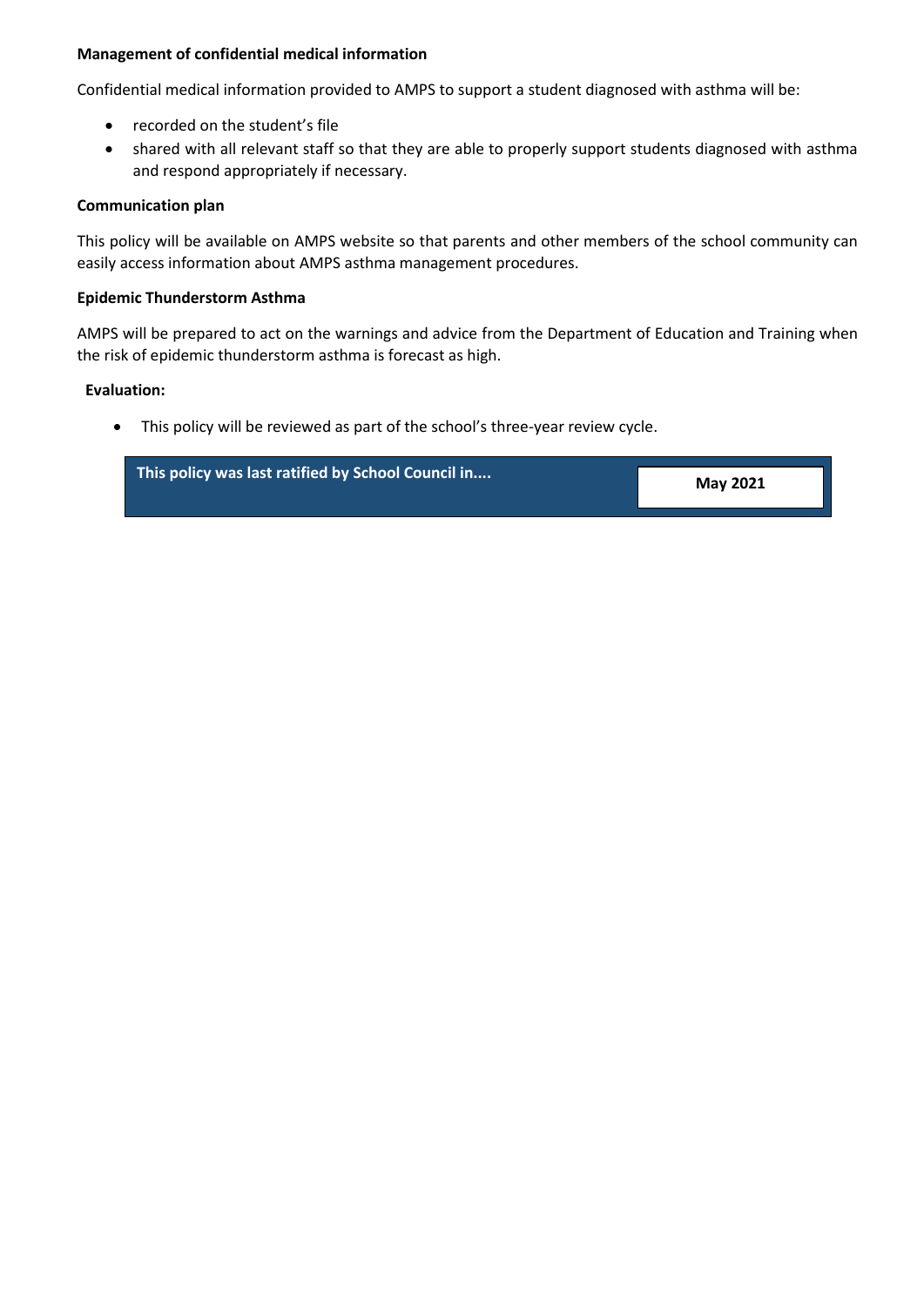**Management of confidential medical information**

Confidential medical information provided to AMPS to support a student diagnosed with asthma will be:

- recorded on the student's file
- shared with all relevant staff so that they are able to properly support students diagnosed with asthma and respond appropriately if necessary.

**Communication plan**

This policy will be available on AMPS website so that parents and other members of the school community can easily access information about AMPS asthma management procedures.

**Epidemic Thunderstorm Asthma**

AMPS will be prepared to act on the warnings and advice from the Department of Education and Training when the risk of epidemic thunderstorm asthma is forecast as high.

**Evaluation:**

- This policy will be reviewed as part of the school's three-year review cycle.

| | |
|---|---|
| **This policy was last ratified by School Council in....** | **May 2021** |